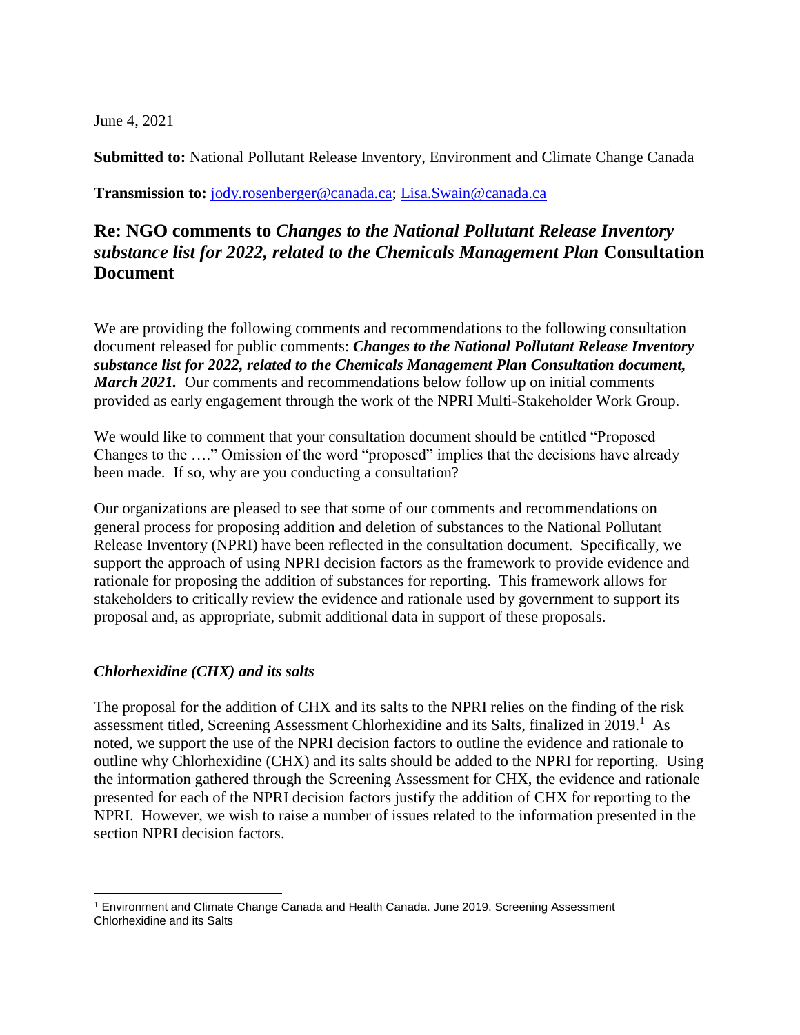June 4, 2021

**Submitted to:** National Pollutant Release Inventory, Environment and Climate Change Canada

**Transmission to:** jody.rosenberger@canada.ca; Lisa.Swain@canada.ca

## Re: NGO comments to *Changes to the National Pollutant Release Inventory substance list for 2022, related to the Chemicals Management Plan* Consultation Document

We are providing the following comments and recommendations to the following consultation document released for public comments: ***Changes to the National Pollutant Release Inventory substance list for 2022, related to the Chemicals Management Plan Consultation document, March 2021.*** Our comments and recommendations below follow up on initial comments provided as early engagement through the work of the NPRI Multi-Stakeholder Work Group.

We would like to comment that your consultation document should be entitled "Proposed Changes to the …." Omission of the word "proposed" implies that the decisions have already been made. If so, why are you conducting a consultation?

Our organizations are pleased to see that some of our comments and recommendations on general process for proposing addition and deletion of substances to the National Pollutant Release Inventory (NPRI) have been reflected in the consultation document. Specifically, we support the approach of using NPRI decision factors as the framework to provide evidence and rationale for proposing the addition of substances for reporting. This framework allows for stakeholders to critically review the evidence and rationale used by government to support its proposal and, as appropriate, submit additional data in support of these proposals.

### *Chlorhexidine (CHX) and its salts*

The proposal for the addition of CHX and its salts to the NPRI relies on the finding of the risk assessment titled, Screening Assessment Chlorhexidine and its Salts, finalized in 2019.[1] As noted, we support the use of the NPRI decision factors to outline the evidence and rationale to outline why Chlorhexidine (CHX) and its salts should be added to the NPRI for reporting. Using the information gathered through the Screening Assessment for CHX, the evidence and rationale presented for each of the NPRI decision factors justify the addition of CHX for reporting to the NPRI. However, we wish to raise a number of issues related to the information presented in the section NPRI decision factors.

[1] Environment and Climate Change Canada and Health Canada. June 2019. Screening Assessment Chlorhexidine and its Salts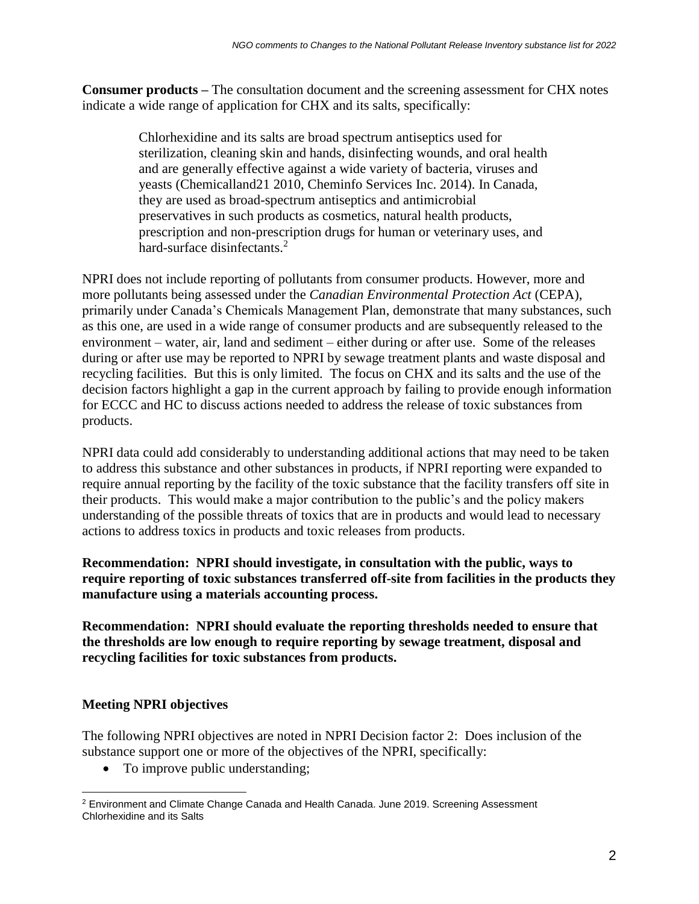**Consumer products –** The consultation document and the screening assessment for CHX notes indicate a wide range of application for CHX and its salts, specifically:

> Chlorhexidine and its salts are broad spectrum antiseptics used for sterilization, cleaning skin and hands, disinfecting wounds, and oral health and are generally effective against a wide variety of bacteria, viruses and yeasts (Chemicalland21 2010, Cheminfo Services Inc. 2014). In Canada, they are used as broad-spectrum antiseptics and antimicrobial preservatives in such products as cosmetics, natural health products, prescription and non-prescription drugs for human or veterinary uses, and hard-surface disinfectants.[2]

NPRI does not include reporting of pollutants from consumer products. However, more and more pollutants being assessed under the *Canadian Environmental Protection Act* (CEPA), primarily under Canada's Chemicals Management Plan, demonstrate that many substances, such as this one, are used in a wide range of consumer products and are subsequently released to the environment – water, air, land and sediment – either during or after use. Some of the releases during or after use may be reported to NPRI by sewage treatment plants and waste disposal and recycling facilities. But this is only limited. The focus on CHX and its salts and the use of the decision factors highlight a gap in the current approach by failing to provide enough information for ECCC and HC to discuss actions needed to address the release of toxic substances from products.

NPRI data could add considerably to understanding additional actions that may need to be taken to address this substance and other substances in products, if NPRI reporting were expanded to require annual reporting by the facility of the toxic substance that the facility transfers off site in their products. This would make a major contribution to the public's and the policy makers understanding of the possible threats of toxics that are in products and would lead to necessary actions to address toxics in products and toxic releases from products.

**Recommendation: NPRI should investigate, in consultation with the public, ways to require reporting of toxic substances transferred off-site from facilities in the products they manufacture using a materials accounting process.**

**Recommendation: NPRI should evaluate the reporting thresholds needed to ensure that the thresholds are low enough to require reporting by sewage treatment, disposal and recycling facilities for toxic substances from products.**

### Meeting NPRI objectives

The following NPRI objectives are noted in NPRI Decision factor 2: Does inclusion of the substance support one or more of the objectives of the NPRI, specifically:

- To improve public understanding;

[2] Environment and Climate Change Canada and Health Canada. June 2019. Screening Assessment Chlorhexidine and its Salts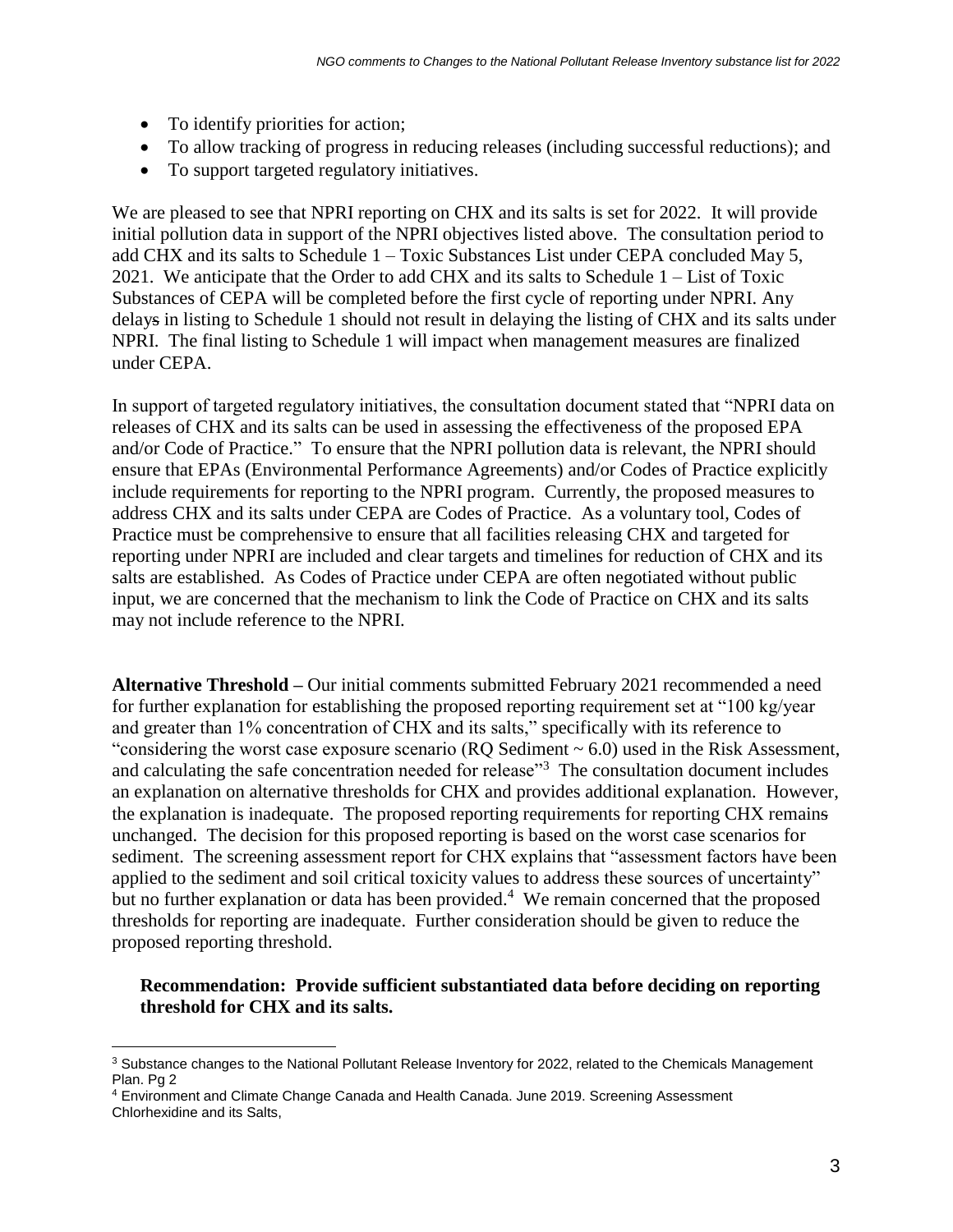- To identify priorities for action;
- To allow tracking of progress in reducing releases (including successful reductions); and
- To support targeted regulatory initiatives.

We are pleased to see that NPRI reporting on CHX and its salts is set for 2022. It will provide initial pollution data in support of the NPRI objectives listed above. The consultation period to add CHX and its salts to Schedule 1 – Toxic Substances List under CEPA concluded May 5, 2021. We anticipate that the Order to add CHX and its salts to Schedule 1 – List of Toxic Substances of CEPA will be completed before the first cycle of reporting under NPRI. Any delays in listing to Schedule 1 should not result in delaying the listing of CHX and its salts under NPRI. The final listing to Schedule 1 will impact when management measures are finalized under CEPA.

In support of targeted regulatory initiatives, the consultation document stated that "NPRI data on releases of CHX and its salts can be used in assessing the effectiveness of the proposed EPA and/or Code of Practice." To ensure that the NPRI pollution data is relevant, the NPRI should ensure that EPAs (Environmental Performance Agreements) and/or Codes of Practice explicitly include requirements for reporting to the NPRI program. Currently, the proposed measures to address CHX and its salts under CEPA are Codes of Practice. As a voluntary tool, Codes of Practice must be comprehensive to ensure that all facilities releasing CHX and targeted for reporting under NPRI are included and clear targets and timelines for reduction of CHX and its salts are established. As Codes of Practice under CEPA are often negotiated without public input, we are concerned that the mechanism to link the Code of Practice on CHX and its salts may not include reference to the NPRI.

**Alternative Threshold –** Our initial comments submitted February 2021 recommended a need for further explanation for establishing the proposed reporting requirement set at "100 kg/year and greater than 1% concentration of CHX and its salts," specifically with its reference to "considering the worst case exposure scenario (RQ Sediment ~ 6.0) used in the Risk Assessment, and calculating the safe concentration needed for release"[3] The consultation document includes an explanation on alternative thresholds for CHX and provides additional explanation. However, the explanation is inadequate. The proposed reporting requirements for reporting CHX remains unchanged. The decision for this proposed reporting is based on the worst case scenarios for sediment. The screening assessment report for CHX explains that "assessment factors have been applied to the sediment and soil critical toxicity values to address these sources of uncertainty" but no further explanation or data has been provided.[4] We remain concerned that the proposed thresholds for reporting are inadequate. Further consideration should be given to reduce the proposed reporting threshold.

**Recommendation: Provide sufficient substantiated data before deciding on reporting threshold for CHX and its salts.**

---

[3] Substance changes to the National Pollutant Release Inventory for 2022, related to the Chemicals Management Plan. Pg 2

[4] Environment and Climate Change Canada and Health Canada. June 2019. Screening Assessment Chlorhexidine and its Salts,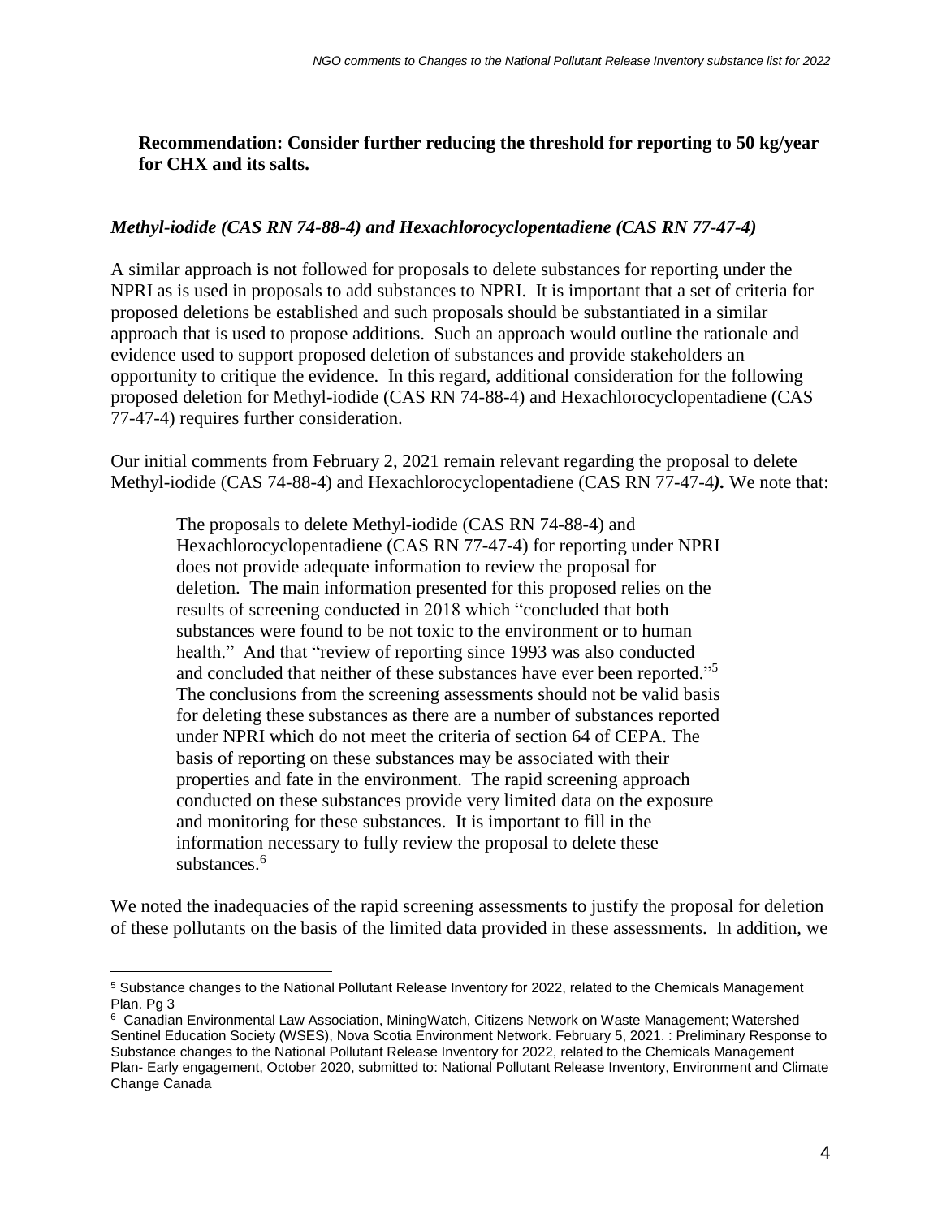**Recommendation: Consider further reducing the threshold for reporting to 50 kg/year for CHX and its salts.**

### *Methyl-iodide (CAS RN 74-88-4) and Hexachlorocyclopentadiene (CAS RN 77-47-4)*

A similar approach is not followed for proposals to delete substances for reporting under the NPRI as is used in proposals to add substances to NPRI. It is important that a set of criteria for proposed deletions be established and such proposals should be substantiated in a similar approach that is used to propose additions. Such an approach would outline the rationale and evidence used to support proposed deletion of substances and provide stakeholders an opportunity to critique the evidence. In this regard, additional consideration for the following proposed deletion for Methyl-iodide (CAS RN 74-88-4) and Hexachlorocyclopentadiene (CAS 77-47-4) requires further consideration.

Our initial comments from February 2, 2021 remain relevant regarding the proposal to delete Methyl-iodide (CAS 74-88-4) and Hexachlorocyclopentadiene (CAS RN 77-47-4***).*** We note that:

> The proposals to delete Methyl-iodide (CAS RN 74-88-4) and Hexachlorocyclopentadiene (CAS RN 77-47-4) for reporting under NPRI does not provide adequate information to review the proposal for deletion. The main information presented for this proposed relies on the results of screening conducted in 2018 which "concluded that both substances were found to be not toxic to the environment or to human health." And that "review of reporting since 1993 was also conducted and concluded that neither of these substances have ever been reported."[5] The conclusions from the screening assessments should not be valid basis for deleting these substances as there are a number of substances reported under NPRI which do not meet the criteria of section 64 of CEPA. The basis of reporting on these substances may be associated with their properties and fate in the environment. The rapid screening approach conducted on these substances provide very limited data on the exposure and monitoring for these substances. It is important to fill in the information necessary to fully review the proposal to delete these substances.[6]

We noted the inadequacies of the rapid screening assessments to justify the proposal for deletion of these pollutants on the basis of the limited data provided in these assessments. In addition, we

---

[5] Substance changes to the National Pollutant Release Inventory for 2022, related to the Chemicals Management Plan. Pg 3

[6] Canadian Environmental Law Association, MiningWatch, Citizens Network on Waste Management; Watershed Sentinel Education Society (WSES), Nova Scotia Environment Network. February 5, 2021. : Preliminary Response to Substance changes to the National Pollutant Release Inventory for 2022, related to the Chemicals Management Plan- Early engagement, October 2020, submitted to: National Pollutant Release Inventory, Environment and Climate Change Canada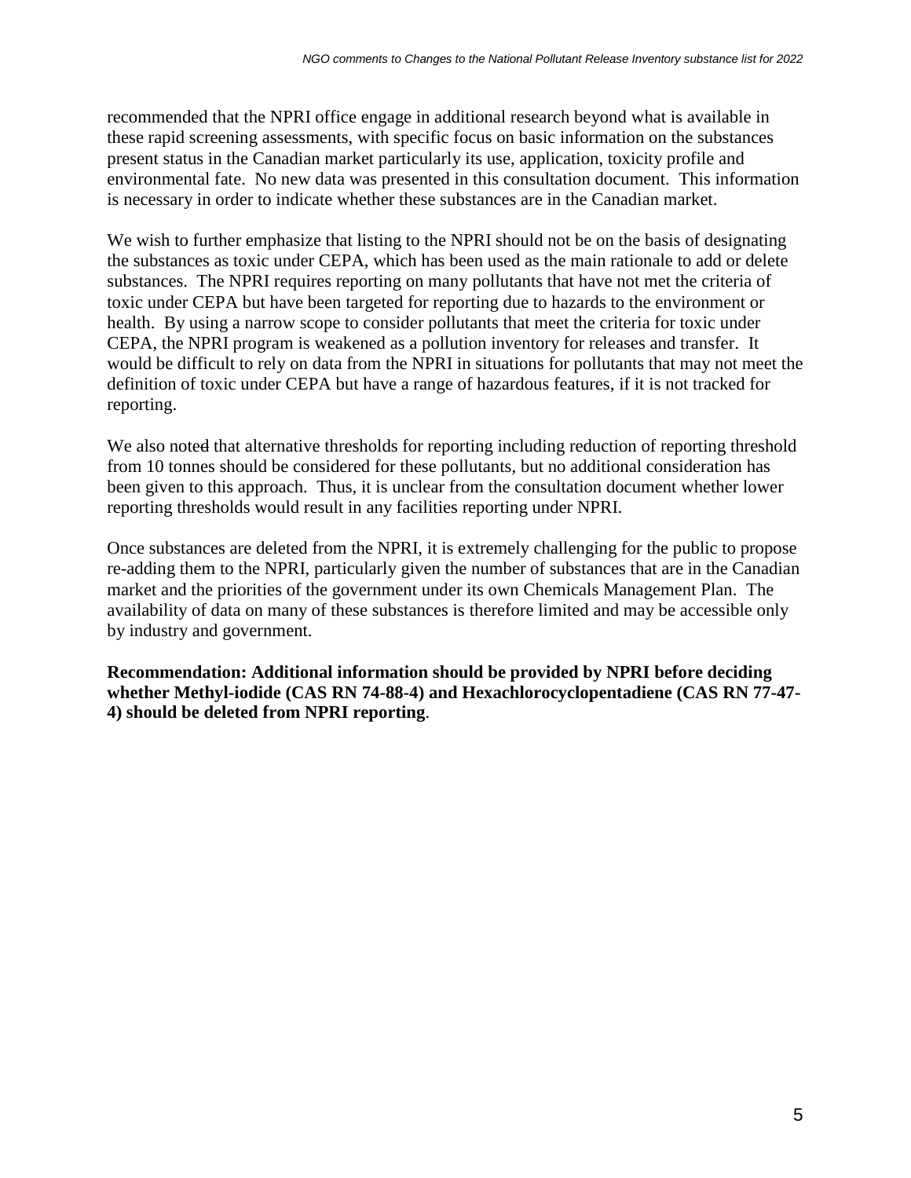recommended that the NPRI office engage in additional research beyond what is available in these rapid screening assessments, with specific focus on basic information on the substances present status in the Canadian market particularly its use, application, toxicity profile and environmental fate. No new data was presented in this consultation document. This information is necessary in order to indicate whether these substances are in the Canadian market.

We wish to further emphasize that listing to the NPRI should not be on the basis of designating the substances as toxic under CEPA, which has been used as the main rationale to add or delete substances. The NPRI requires reporting on many pollutants that have not met the criteria of toxic under CEPA but have been targeted for reporting due to hazards to the environment or health. By using a narrow scope to consider pollutants that meet the criteria for toxic under CEPA, the NPRI program is weakened as a pollution inventory for releases and transfer. It would be difficult to rely on data from the NPRI in situations for pollutants that may not meet the definition of toxic under CEPA but have a range of hazardous features, if it is not tracked for reporting.

We also noted that alternative thresholds for reporting including reduction of reporting threshold from 10 tonnes should be considered for these pollutants, but no additional consideration has been given to this approach. Thus, it is unclear from the consultation document whether lower reporting thresholds would result in any facilities reporting under NPRI.

Once substances are deleted from the NPRI, it is extremely challenging for the public to propose re-adding them to the NPRI, particularly given the number of substances that are in the Canadian market and the priorities of the government under its own Chemicals Management Plan. The availability of data on many of these substances is therefore limited and may be accessible only by industry and government.

**Recommendation: Additional information should be provided by NPRI before deciding whether Methyl-iodide (CAS RN 74-88-4) and Hexachlorocyclopentadiene (CAS RN 77-47-4) should be deleted from NPRI reporting**.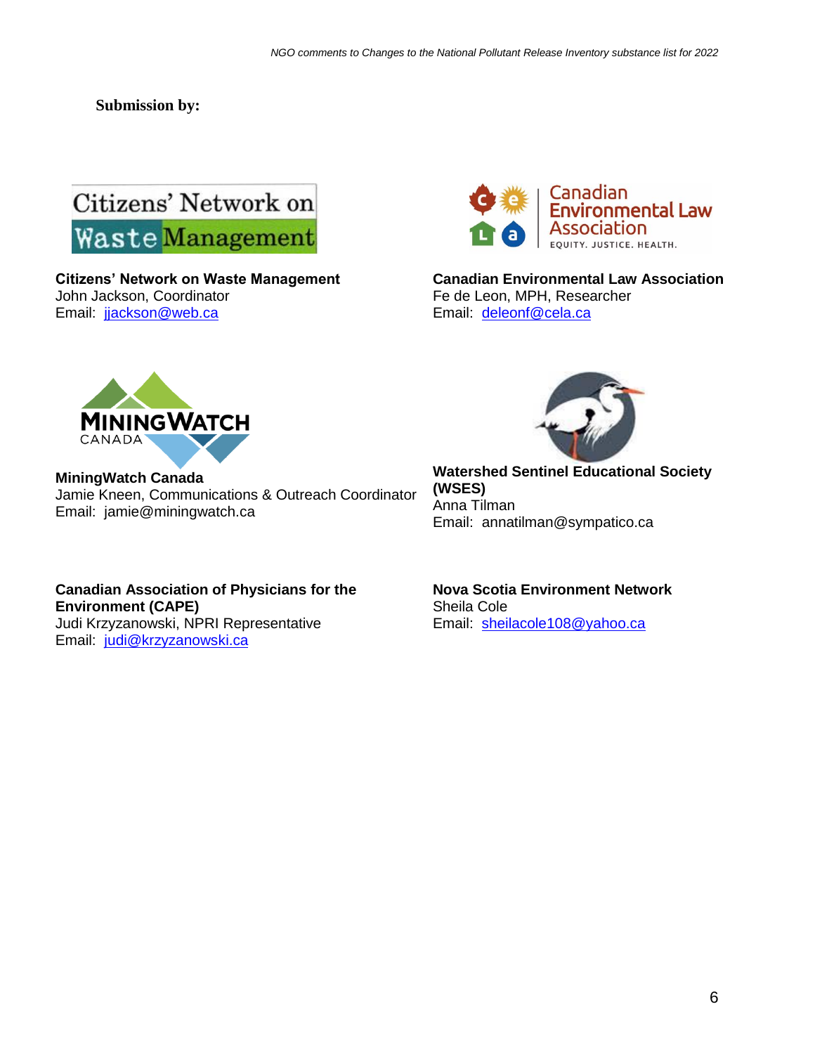**Submission by:**

**Citizens' Network on Waste Management**
John Jackson, Coordinator
Email: jjackson@web.ca

**Canadian Environmental Law Association**
Fe de Leon, MPH, Researcher
Email: deleonf@cela.ca

**MiningWatch Canada**
Jamie Kneen, Communications & Outreach Coordinator
Email: jamie@miningwatch.ca

**Watershed Sentinel Educational Society (WSES)**
Anna Tilman
Email: annatilman@sympatico.ca

**Canadian Association of Physicians for the Environment (CAPE)**
Judi Krzyzanowski, NPRI Representative
Email: judi@krzyzanowski.ca

**Nova Scotia Environment Network**
Sheila Cole
Email: sheilacole108@yahoo.ca